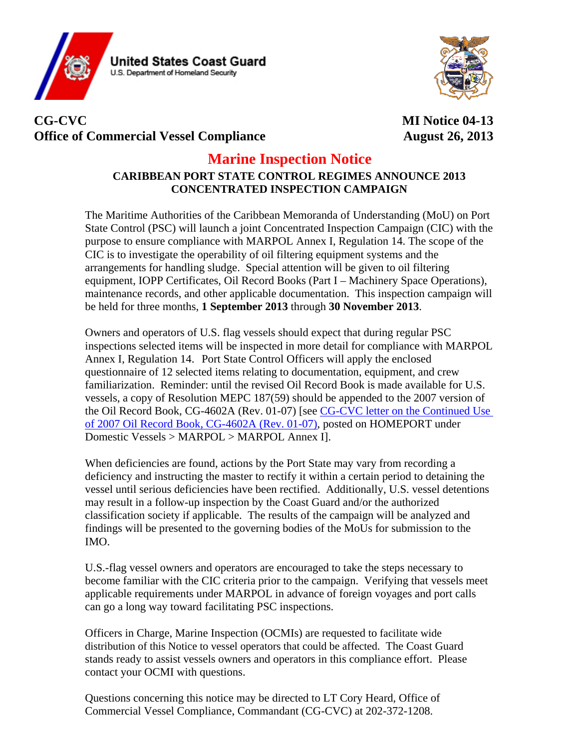United States Coast Guard
U.S. Department of Homeland Security

**CG-CVC**
**Office of Commercial Vessel Compliance**

**MI Notice 04-13**
**August 26, 2013**

# Marine Inspection Notice

## CARIBBEAN PORT STATE CONTROL REGIMES ANNOUNCE 2013 CONCENTRATED INSPECTION CAMPAIGN

The Maritime Authorities of the Caribbean Memoranda of Understanding (MoU) on Port State Control (PSC) will launch a joint Concentrated Inspection Campaign (CIC) with the purpose to ensure compliance with MARPOL Annex I, Regulation 14. The scope of the CIC is to investigate the operability of oil filtering equipment systems and the arrangements for handling sludge. Special attention will be given to oil filtering equipment, IOPP Certificates, Oil Record Books (Part I – Machinery Space Operations), maintenance records, and other applicable documentation. This inspection campaign will be held for three months, **1 September 2013** through **30 November 2013**.

Owners and operators of U.S. flag vessels should expect that during regular PSC inspections selected items will be inspected in more detail for compliance with MARPOL Annex I, Regulation 14. Port State Control Officers will apply the enclosed questionnaire of 12 selected items relating to documentation, equipment, and crew familiarization. Reminder: until the revised Oil Record Book is made available for U.S. vessels, a copy of Resolution MEPC 187(59) should be appended to the 2007 version of the Oil Record Book, CG-4602A (Rev. 01-07) [see CG-CVC letter on the Continued Use of 2007 Oil Record Book, CG-4602A (Rev. 01-07), posted on HOMEPORT under Domestic Vessels > MARPOL > MARPOL Annex I].

When deficiencies are found, actions by the Port State may vary from recording a deficiency and instructing the master to rectify it within a certain period to detaining the vessel until serious deficiencies have been rectified. Additionally, U.S. vessel detentions may result in a follow-up inspection by the Coast Guard and/or the authorized classification society if applicable. The results of the campaign will be analyzed and findings will be presented to the governing bodies of the MoUs for submission to the IMO.

U.S.-flag vessel owners and operators are encouraged to take the steps necessary to become familiar with the CIC criteria prior to the campaign. Verifying that vessels meet applicable requirements under MARPOL in advance of foreign voyages and port calls can go a long way toward facilitating PSC inspections.

Officers in Charge, Marine Inspection (OCMIs) are requested to facilitate wide distribution of this Notice to vessel operators that could be affected. The Coast Guard stands ready to assist vessels owners and operators in this compliance effort. Please contact your OCMI with questions.

Questions concerning this notice may be directed to LT Cory Heard, Office of Commercial Vessel Compliance, Commandant (CG-CVC) at 202-372-1208.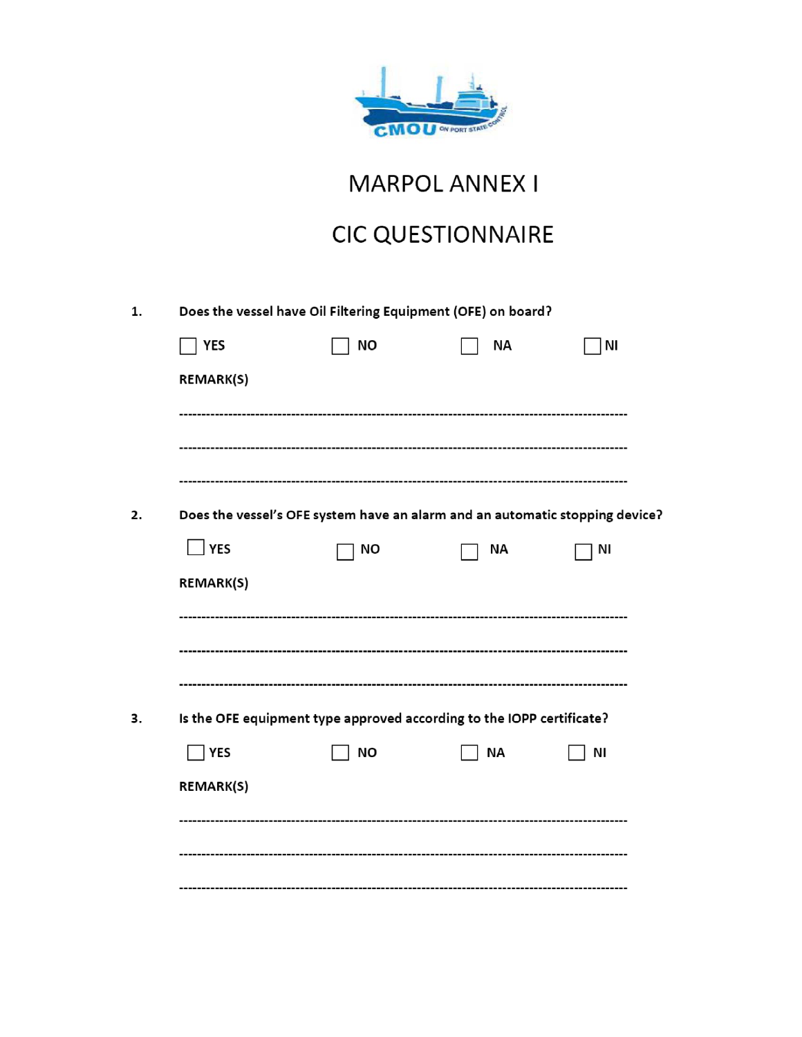# MARPOL ANNEX I

# CIC QUESTIONNAIRE

**1. Does the vessel have Oil Filtering Equipment (OFE) on board?**

☐ YES ☐ NO ☐ NA ☐ NI

**REMARK(S)**

---------------------------------------------------------------------------------------------------

---------------------------------------------------------------------------------------------------

---------------------------------------------------------------------------------------------------

**2. Does the vessel's OFE system have an alarm and an automatic stopping device?**

☐ YES ☐ NO ☐ NA ☐ NI

**REMARK(S)**

---------------------------------------------------------------------------------------------------

---------------------------------------------------------------------------------------------------

---------------------------------------------------------------------------------------------------

**3. Is the OFE equipment type approved according to the IOPP certificate?**

☐ YES ☐ NO ☐ NA ☐ NI

**REMARK(S)**

---------------------------------------------------------------------------------------------------

---------------------------------------------------------------------------------------------------

---------------------------------------------------------------------------------------------------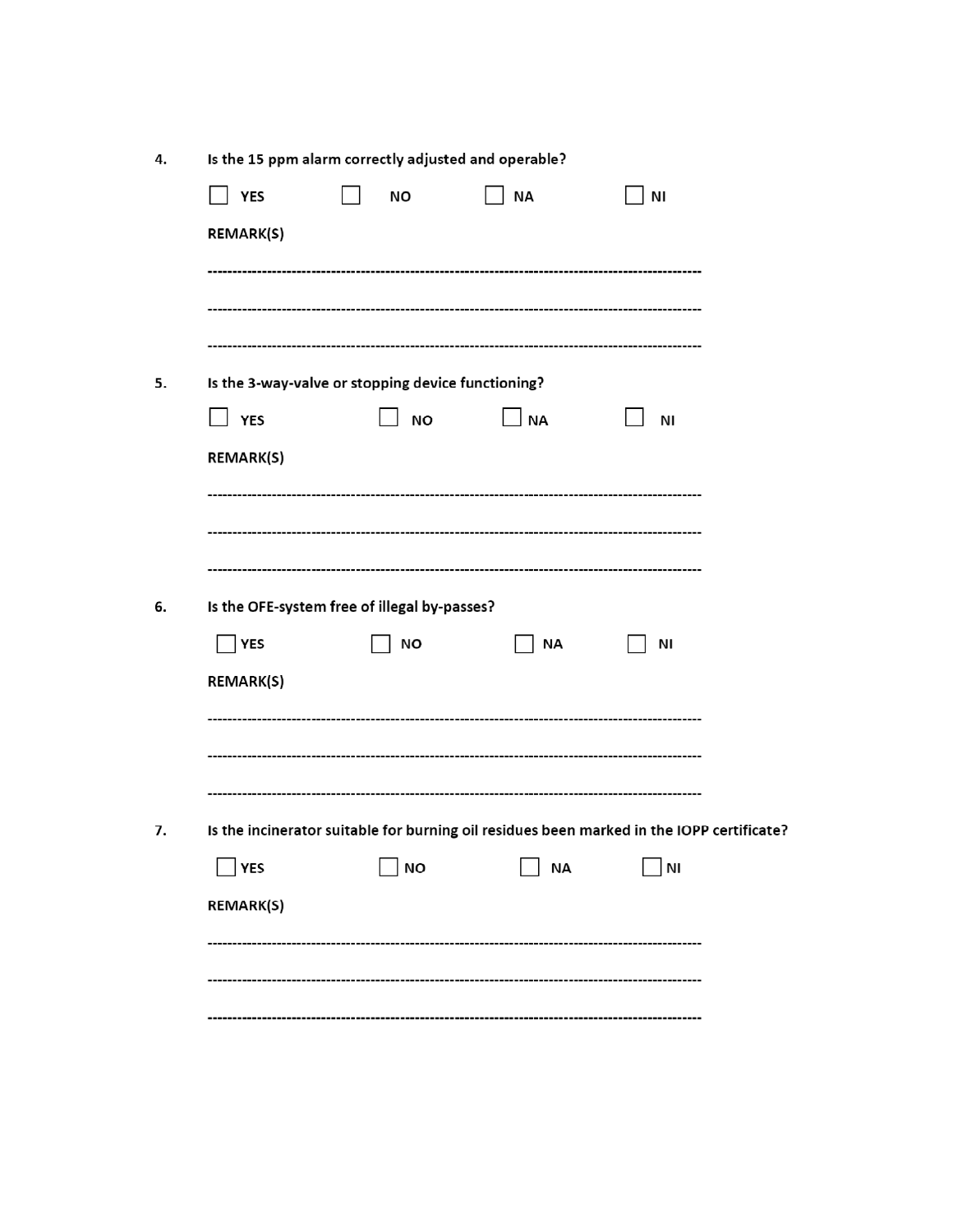4. **Is the 15 ppm alarm correctly adjusted and operable?**

☐ **YES** ☐ **NO** ☐ **NA** ☐ **NI**

**REMARK(S)**

-----------------------------------------------------------------------------------------------

-----------------------------------------------------------------------------------------------

-----------------------------------------------------------------------------------------------

5. **Is the 3-way-valve or stopping device functioning?**

☐ **YES** ☐ **NO** ☐ **NA** ☐ **NI**

**REMARK(S)**

-----------------------------------------------------------------------------------------------

-----------------------------------------------------------------------------------------------

-----------------------------------------------------------------------------------------------

6. **Is the OFE-system free of illegal by-passes?**

☐ **YES** ☐ **NO** ☐ **NA** ☐ **NI**

**REMARK(S)**

-----------------------------------------------------------------------------------------------

-----------------------------------------------------------------------------------------------

-----------------------------------------------------------------------------------------------

7. **Is the incinerator suitable for burning oil residues been marked in the IOPP certificate?**

☐ **YES** ☐ **NO** ☐ **NA** ☐ **NI**

**REMARK(S)**

-----------------------------------------------------------------------------------------------

-----------------------------------------------------------------------------------------------

-----------------------------------------------------------------------------------------------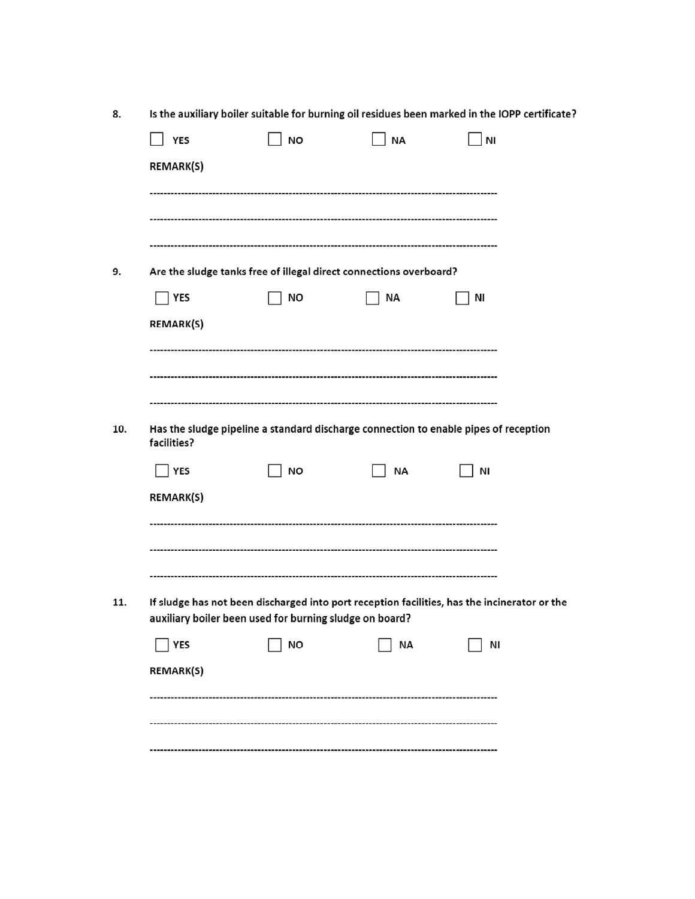8. **Is the auxiliary boiler suitable for burning oil residues been marked in the IOPP certificate?**

   ☐ **YES** ☐ **NO** ☐ **NA** ☐ **NI**

   **REMARK(S)**

   ---------------------------------------------------------------------------------------------------

   ---------------------------------------------------------------------------------------------------

   ---------------------------------------------------------------------------------------------------

9. **Are the sludge tanks free of illegal direct connections overboard?**

   ☐ **YES** ☐ **NO** ☐ **NA** ☐ **NI**

   **REMARK(S)**

   ---------------------------------------------------------------------------------------------------

   ---------------------------------------------------------------------------------------------------

   ---------------------------------------------------------------------------------------------------

10. **Has the sludge pipeline a standard discharge connection to enable pipes of reception facilities?**

    ☐ **YES** ☐ **NO** ☐ **NA** ☐ **NI**

    **REMARK(S)**

    ---------------------------------------------------------------------------------------------------

    ---------------------------------------------------------------------------------------------------

    ---------------------------------------------------------------------------------------------------

11. **If sludge has not been discharged into port reception facilities, has the incinerator or the auxiliary boiler been used for burning sludge on board?**

    ☐ **YES** ☐ **NO** ☐ **NA** ☐ **NI**

    **REMARK(S)**

    ---------------------------------------------------------------------------------------------------

    ---------------------------------------------------------------------------------------------------

    ---------------------------------------------------------------------------------------------------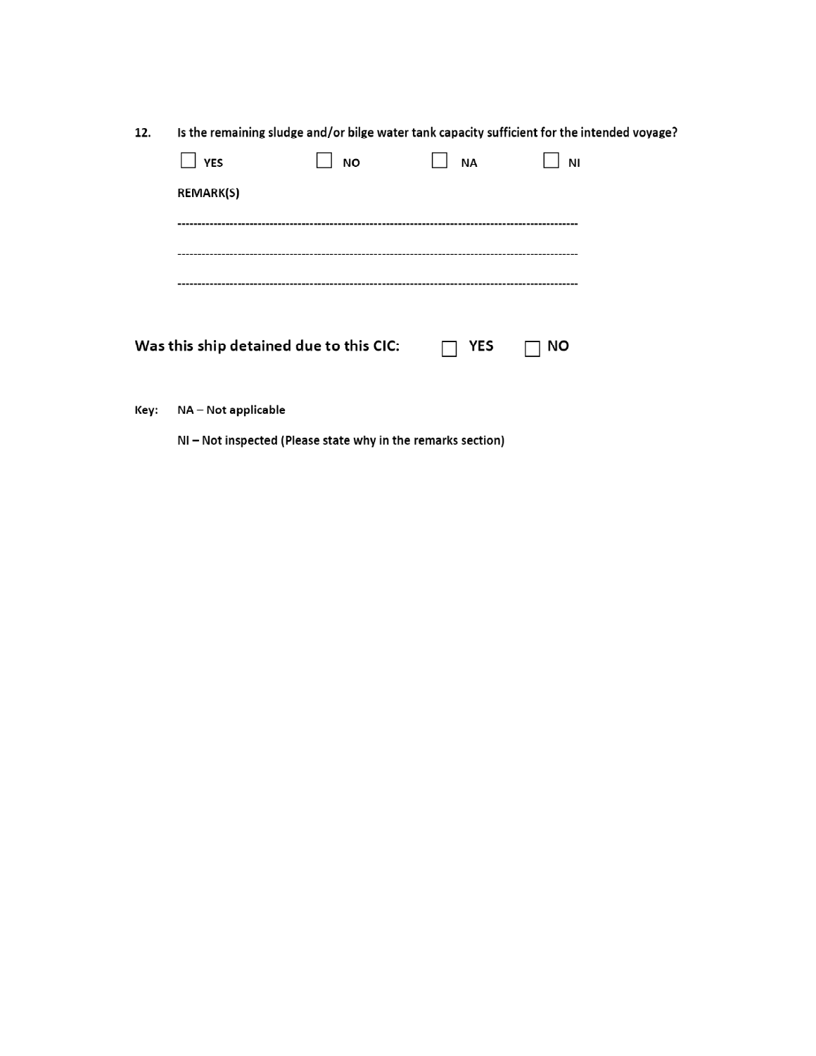12. **Is the remaining sludge and/or bilge water tank capacity sufficient for the intended voyage?**

☐ **YES** ☐ **NO** ☐ **NA** ☐ **NI**

**REMARK(S)**

----------------------------------------------------------------------------------------------------

----------------------------------------------------------------------------------------------------

----------------------------------------------------------------------------------------------------

**Was this ship detained due to this CIC:** ☐ **YES** ☐ **NO**

**Key:** **NA – Not applicable**

**NI – Not inspected (Please state why in the remarks section)**